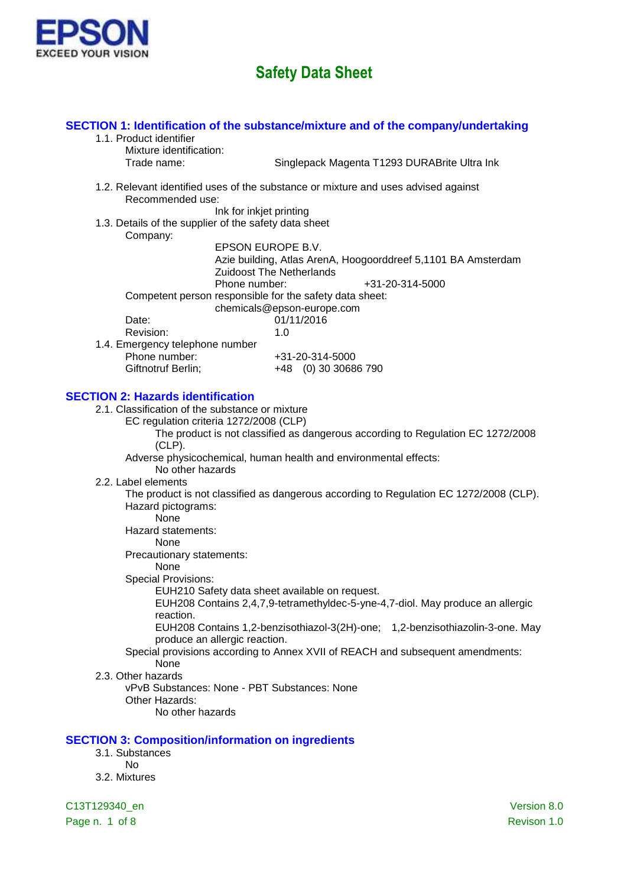EPSON
EXCEED YOUR VISION

# Safety Data Sheet

## SECTION 1: Identification of the substance/mixture and of the company/undertaking

1.1. Product identifier

Mixture identification:

Trade name: Singlepack Magenta T1293 DURABrite Ultra Ink

1.2. Relevant identified uses of the substance or mixture and uses advised against

Recommended use:

Ink for inkjet printing

1.3. Details of the supplier of the safety data sheet

Company:

EPSON EUROPE B.V.
Azie building, Atlas ArenA, Hoogoorddreef 5,1101 BA Amsterdam
Zuidoost The Netherlands
Phone number: +31-20-314-5000

Competent person responsible for the safety data sheet:

chemicals@epson-europe.com

Date: 01/11/2016
Revision: 1.0

1.4. Emergency telephone number

Phone number: +31-20-314-5000
Giftnotruf Berlin; +48 (0) 30 30686 790

## SECTION 2: Hazards identification

2.1. Classification of the substance or mixture

EC regulation criteria 1272/2008 (CLP)

The product is not classified as dangerous according to Regulation EC 1272/2008 (CLP).

Adverse physicochemical, human health and environmental effects:

No other hazards

2.2. Label elements

The product is not classified as dangerous according to Regulation EC 1272/2008 (CLP).

Hazard pictograms:

None

Hazard statements:

None

Precautionary statements:

None

Special Provisions:

EUH210 Safety data sheet available on request.
EUH208 Contains 2,4,7,9-tetramethyldec-5-yne-4,7-diol. May produce an allergic reaction.
EUH208 Contains 1,2-benzisothiazol-3(2H)-one; 1,2-benzisothiazolin-3-one. May produce an allergic reaction.

Special provisions according to Annex XVII of REACH and subsequent amendments:

None

2.3. Other hazards

vPvB Substances: None - PBT Substances: None

Other Hazards:

No other hazards

## SECTION 3: Composition/information on ingredients

3.1. Substances

No

3.2. Mixtures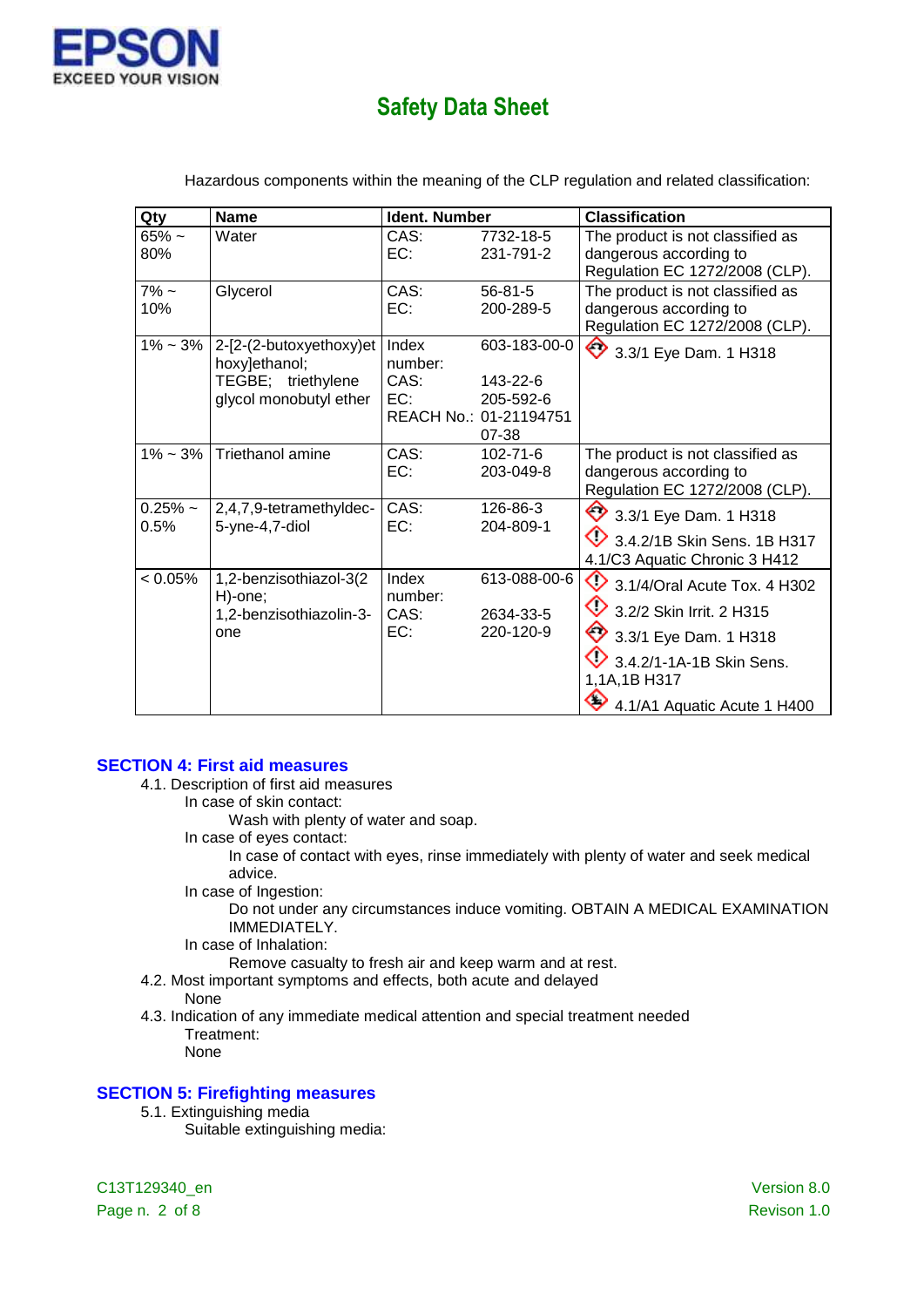Hazardous components within the meaning of the CLP regulation and related classification:

| Qty | Name | Ident. Number | | Classification |
|---|---|---|---|---|
| 65% ~ 80% | Water | CAS:<br>EC: | 7732-18-5<br>231-791-2 | The product is not classified as dangerous according to Regulation EC 1272/2008 (CLP). |
| 7% ~ 10% | Glycerol | CAS:<br>EC: | 56-81-5<br>200-289-5 | The product is not classified as dangerous according to Regulation EC 1272/2008 (CLP). |
| 1% ~ 3% | 2-[2-(2-butoxyethoxy)ethoxy]ethanol; TEGBE; triethylene glycol monobutyl ether | Index number:<br>CAS:<br>EC:<br>REACH No.: | 603-183-00-0<br>143-22-6<br>205-592-6<br>01-2119475107-38 | 3.3/1 Eye Dam. 1 H318 |
| 1% ~ 3% | Triethanol amine | CAS:<br>EC: | 102-71-6<br>203-049-8 | The product is not classified as dangerous according to Regulation EC 1272/2008 (CLP). |
| 0.25% ~ 0.5% | 2,4,7,9-tetramethyldec-5-yne-4,7-diol | CAS:<br>EC: | 126-86-3<br>204-809-1 | 3.3/1 Eye Dam. 1 H318<br>3.4.2/1B Skin Sens. 1B H317<br>4.1/C3 Aquatic Chronic 3 H412 |
| < 0.05% | 1,2-benzisothiazol-3(2H)-one; 1,2-benzisothiazolin-3-one | Index number:<br>CAS:<br>EC: | 613-088-00-6<br>2634-33-5<br>220-120-9 | 3.1/4/Oral Acute Tox. 4 H302<br>3.2/2 Skin Irrit. 2 H315<br>3.3/1 Eye Dam. 1 H318<br>3.4.2/1-1A-1B Skin Sens. 1,1A,1B H317<br>4.1/A1 Aquatic Acute 1 H400 |

## SECTION 4: First aid measures

4.1. Description of first aid measures

In case of skin contact:

Wash with plenty of water and soap.

In case of eyes contact:

In case of contact with eyes, rinse immediately with plenty of water and seek medical advice.

In case of Ingestion:

Do not under any circumstances induce vomiting. OBTAIN A MEDICAL EXAMINATION IMMEDIATELY.

In case of Inhalation:

Remove casualty to fresh air and keep warm and at rest.

4.2. Most important symptoms and effects, both acute and delayed

None

4.3. Indication of any immediate medical attention and special treatment needed

Treatment:

None

## SECTION 5: Firefighting measures

5.1. Extinguishing media

Suitable extinguishing media: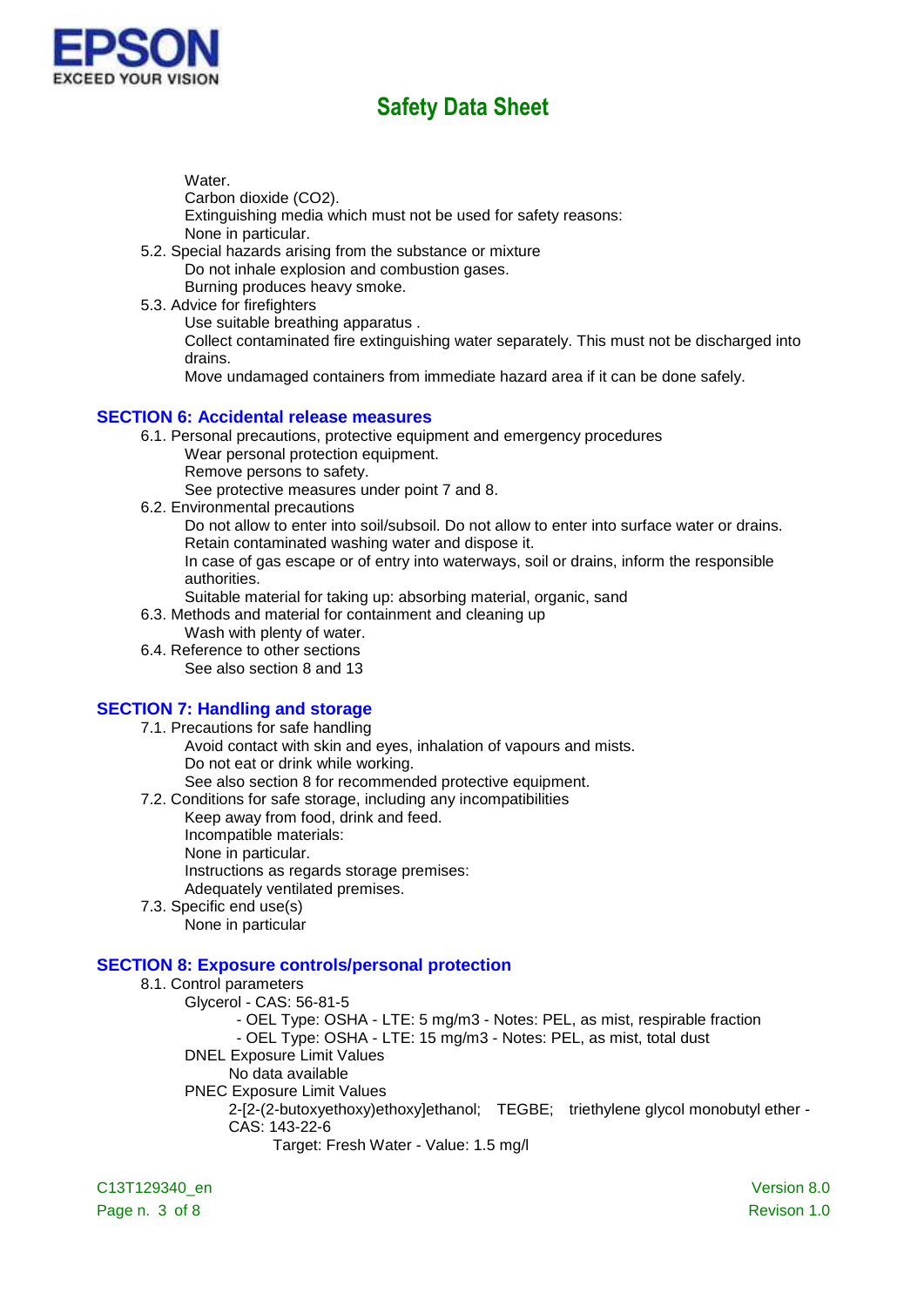Water.
Carbon dioxide ($CO_2$).
Extinguishing media which must not be used for safety reasons:
None in particular.

5.2. Special hazards arising from the substance or mixture
Do not inhale explosion and combustion gases.
Burning produces heavy smoke.

5.3. Advice for firefighters
Use suitable breathing apparatus .
Collect contaminated fire extinguishing water separately. This must not be discharged into drains.
Move undamaged containers from immediate hazard area if it can be done safely.

## SECTION 6: Accidental release measures

6.1. Personal precautions, protective equipment and emergency procedures
Wear personal protection equipment.
Remove persons to safety.
See protective measures under point 7 and 8.

6.2. Environmental precautions
Do not allow to enter into soil/subsoil. Do not allow to enter into surface water or drains.
Retain contaminated washing water and dispose it.
In case of gas escape or of entry into waterways, soil or drains, inform the responsible authorities.
Suitable material for taking up: absorbing material, organic, sand

6.3. Methods and material for containment and cleaning up
Wash with plenty of water.

6.4. Reference to other sections
See also section 8 and 13

## SECTION 7: Handling and storage

7.1. Precautions for safe handling
Avoid contact with skin and eyes, inhalation of vapours and mists.
Do not eat or drink while working.
See also section 8 for recommended protective equipment.

7.2. Conditions for safe storage, including any incompatibilities
Keep away from food, drink and feed.
Incompatible materials:
None in particular.
Instructions as regards storage premises:
Adequately ventilated premises.

7.3. Specific end use(s)
None in particular

## SECTION 8: Exposure controls/personal protection

8.1. Control parameters
Glycerol - CAS: 56-81-5
- OEL Type: OSHA - LTE: 5 mg/m3 - Notes: PEL, as mist, respirable fraction
- OEL Type: OSHA - LTE: 15 mg/m3 - Notes: PEL, as mist, total dust

DNEL Exposure Limit Values
No data available

PNEC Exposure Limit Values
2-[2-(2-butoxyethoxy)ethoxy]ethanol; TEGBE; triethylene glycol monobutyl ether - CAS: 143-22-6
Target: Fresh Water - Value: 1.5 mg/l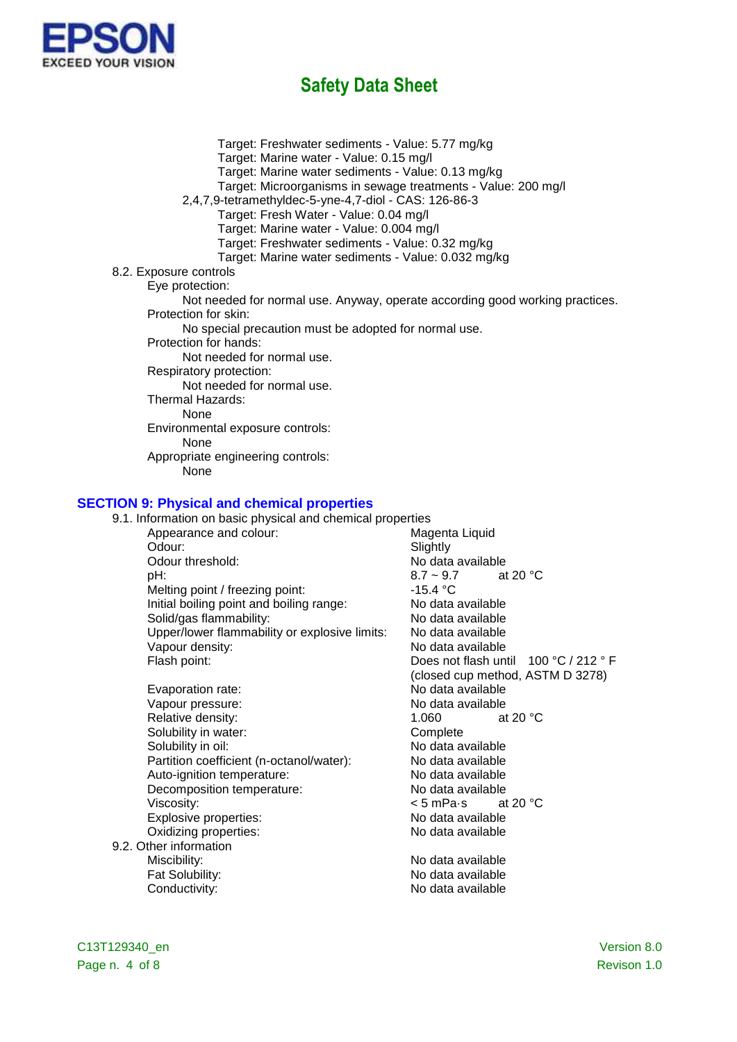Target: Freshwater sediments - Value: 5.77 mg/kg
Target: Marine water - Value: 0.15 mg/l
Target: Marine water sediments - Value: 0.13 mg/kg
Target: Microorganisms in sewage treatments - Value: 200 mg/l

2,4,7,9-tetramethyldec-5-yne-4,7-diol - CAS: 126-86-3

Target: Fresh Water - Value: 0.04 mg/l
Target: Marine water - Value: 0.004 mg/l
Target: Freshwater sediments - Value: 0.32 mg/kg
Target: Marine water sediments - Value: 0.032 mg/kg

8.2. Exposure controls

Eye protection:
Not needed for normal use. Anyway, operate according good working practices.

Protection for skin:
No special precaution must be adopted for normal use.

Protection for hands:
Not needed for normal use.

Respiratory protection:
Not needed for normal use.

Thermal Hazards:
None

Environmental exposure controls:
None

Appropriate engineering controls:
None

## SECTION 9: Physical and chemical properties

9.1. Information on basic physical and chemical properties

| | |
|---|---|
| Appearance and colour: | Magenta Liquid |
| Odour: | Slightly |
| Odour threshold: | No data available |
| pH: | 8.7 ~ 9.7 at 20 °C |
| Melting point / freezing point: | -15.4 °C |
| Initial boiling point and boiling range: | No data available |
| Solid/gas flammability: | No data available |
| Upper/lower flammability or explosive limits: | No data available |
| Vapour density: | No data available |
| Flash point: | Does not flash until 100 °C / 212 ° F (closed cup method, ASTM D 3278) |
| Evaporation rate: | No data available |
| Vapour pressure: | No data available |
| Relative density: | 1.060 at 20 °C |
| Solubility in water: | Complete |
| Solubility in oil: | No data available |
| Partition coefficient (n-octanol/water): | No data available |
| Auto-ignition temperature: | No data available |
| Decomposition temperature: | No data available |
| Viscosity: | < 5 mPa·s at 20 °C |
| Explosive properties: | No data available |
| Oxidizing properties: | No data available |

9.2. Other information

| | |
|---|---|
| Miscibility: | No data available |
| Fat Solubility: | No data available |
| Conductivity: | No data available |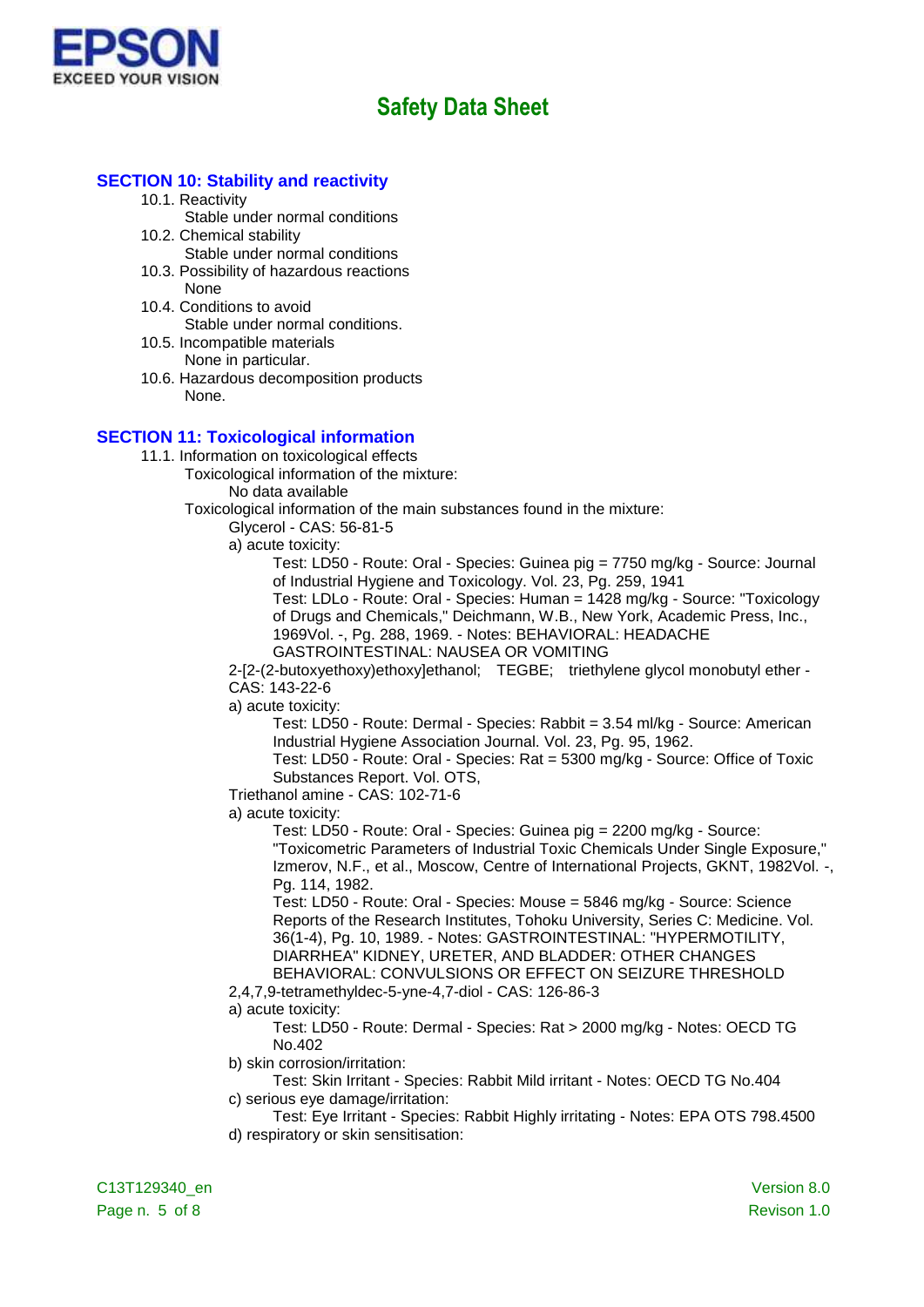## SECTION 10: Stability and reactivity

10.1. Reactivity
Stable under normal conditions

10.2. Chemical stability
Stable under normal conditions

10.3. Possibility of hazardous reactions
None

10.4. Conditions to avoid
Stable under normal conditions.

10.5. Incompatible materials
None in particular.

10.6. Hazardous decomposition products
None.

## SECTION 11: Toxicological information

11.1. Information on toxicological effects

Toxicological information of the mixture:

No data available

Toxicological information of the main substances found in the mixture:

Glycerol - CAS: 56-81-5

a) acute toxicity:

Test: LD50 - Route: Oral - Species: Guinea pig = 7750 mg/kg - Source: Journal of Industrial Hygiene and Toxicology. Vol. 23, Pg. 259, 1941

Test: LDLo - Route: Oral - Species: Human = 1428 mg/kg - Source: "Toxicology of Drugs and Chemicals," Deichmann, W.B., New York, Academic Press, Inc., 1969Vol. -, Pg. 288, 1969. - Notes: BEHAVIORAL: HEADACHE GASTROINTESTINAL: NAUSEA OR VOMITING

2-[2-(2-butoxyethoxy)ethoxy]ethanol; TEGBE; triethylene glycol monobutyl ether - CAS: 143-22-6

a) acute toxicity:

Test: LD50 - Route: Dermal - Species: Rabbit = 3.54 ml/kg - Source: American Industrial Hygiene Association Journal. Vol. 23, Pg. 95, 1962.

Test: LD50 - Route: Oral - Species: Rat = 5300 mg/kg - Source: Office of Toxic Substances Report. Vol. OTS,

Triethanol amine - CAS: 102-71-6

a) acute toxicity:

Test: LD50 - Route: Oral - Species: Guinea pig = 2200 mg/kg - Source: "Toxicometric Parameters of Industrial Toxic Chemicals Under Single Exposure," Izmerov, N.F., et al., Moscow, Centre of International Projects, GKNT, 1982Vol. -, Pg. 114, 1982.

Test: LD50 - Route: Oral - Species: Mouse = 5846 mg/kg - Source: Science Reports of the Research Institutes, Tohoku University, Series C: Medicine. Vol. 36(1-4), Pg. 10, 1989. - Notes: GASTROINTESTINAL: "HYPERMOTILITY, DIARRHEA" KIDNEY, URETER, AND BLADDER: OTHER CHANGES BEHAVIORAL: CONVULSIONS OR EFFECT ON SEIZURE THRESHOLD

2,4,7,9-tetramethyldec-5-yne-4,7-diol - CAS: 126-86-3

a) acute toxicity:

Test: LD50 - Route: Dermal - Species: Rat > 2000 mg/kg - Notes: OECD TG No.402

b) skin corrosion/irritation:

Test: Skin Irritant - Species: Rabbit Mild irritant - Notes: OECD TG No.404

c) serious eye damage/irritation:

Test: Eye Irritant - Species: Rabbit Highly irritating - Notes: EPA OTS 798.4500

d) respiratory or skin sensitisation: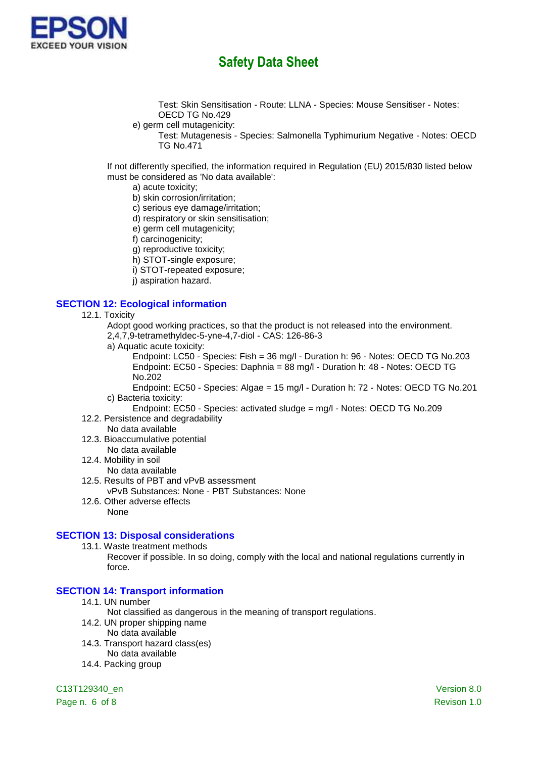Test: Skin Sensitisation - Route: LLNA - Species: Mouse Sensitiser - Notes: OECD TG No.429

e) germ cell mutagenicity:

Test: Mutagenesis - Species: Salmonella Typhimurium Negative - Notes: OECD TG No.471

If not differently specified, the information required in Regulation (EU) 2015/830 listed below must be considered as 'No data available':

a) acute toxicity;
b) skin corrosion/irritation;
c) serious eye damage/irritation;
d) respiratory or skin sensitisation;
e) germ cell mutagenicity;
f) carcinogenicity;
g) reproductive toxicity;
h) STOT-single exposure;
i) STOT-repeated exposure;
j) aspiration hazard.

## SECTION 12: Ecological information

12.1. Toxicity

Adopt good working practices, so that the product is not released into the environment.
2,4,7,9-tetramethyldec-5-yne-4,7-diol - CAS: 126-86-3

a) Aquatic acute toxicity:

Endpoint: LC50 - Species: Fish = 36 mg/l - Duration h: 96 - Notes: OECD TG No.203
Endpoint: EC50 - Species: Daphnia = 88 mg/l - Duration h: 48 - Notes: OECD TG No.202
Endpoint: EC50 - Species: Algae = 15 mg/l - Duration h: 72 - Notes: OECD TG No.201

c) Bacteria toxicity:

Endpoint: EC50 - Species: activated sludge = mg/l - Notes: OECD TG No.209

12.2. Persistence and degradability

No data available

12.3. Bioaccumulative potential

No data available

12.4. Mobility in soil

No data available

12.5. Results of PBT and vPvB assessment

vPvB Substances: None - PBT Substances: None

12.6. Other adverse effects

None

## SECTION 13: Disposal considerations

13.1. Waste treatment methods

Recover if possible. In so doing, comply with the local and national regulations currently in force.

## SECTION 14: Transport information

14.1. UN number

Not classified as dangerous in the meaning of transport regulations.

14.2. UN proper shipping name

No data available

14.3. Transport hazard class(es)

No data available

14.4. Packing group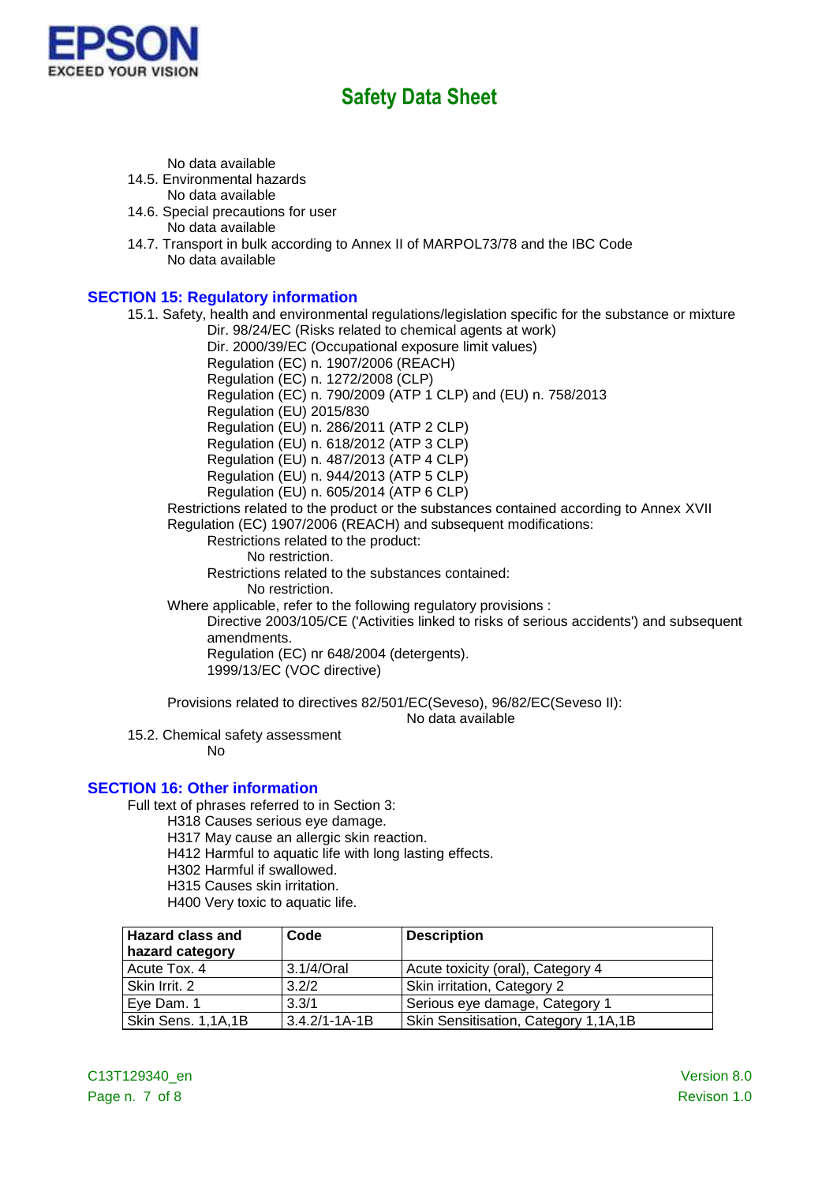No data available

14.5. Environmental hazards

No data available

14.6. Special precautions for user

No data available

14.7. Transport in bulk according to Annex II of MARPOL73/78 and the IBC Code

No data available

## SECTION 15: Regulatory information

15.1. Safety, health and environmental regulations/legislation specific for the substance or mixture

Dir. 98/24/EC (Risks related to chemical agents at work)
Dir. 2000/39/EC (Occupational exposure limit values)
Regulation (EC) n. 1907/2006 (REACH)
Regulation (EC) n. 1272/2008 (CLP)
Regulation (EC) n. 790/2009 (ATP 1 CLP) and (EU) n. 758/2013
Regulation (EU) 2015/830
Regulation (EU) n. 286/2011 (ATP 2 CLP)
Regulation (EU) n. 618/2012 (ATP 3 CLP)
Regulation (EU) n. 487/2013 (ATP 4 CLP)
Regulation (EU) n. 944/2013 (ATP 5 CLP)
Regulation (EU) n. 605/2014 (ATP 6 CLP)

Restrictions related to the product or the substances contained according to Annex XVII Regulation (EC) 1907/2006 (REACH) and subsequent modifications:

Restrictions related to the product:

No restriction.

Restrictions related to the substances contained:

No restriction.

Where applicable, refer to the following regulatory provisions :

Directive 2003/105/CE ('Activities linked to risks of serious accidents') and subsequent amendments.
Regulation (EC) nr 648/2004 (detergents).
1999/13/EC (VOC directive)

Provisions related to directives 82/501/EC(Seveso), 96/82/EC(Seveso II):

No data available

15.2. Chemical safety assessment

No

## SECTION 16: Other information

Full text of phrases referred to in Section 3:

H318 Causes serious eye damage.
H317 May cause an allergic skin reaction.
H412 Harmful to aquatic life with long lasting effects.
H302 Harmful if swallowed.
H315 Causes skin irritation.
H400 Very toxic to aquatic life.

| Hazard class and hazard category | Code | Description |
|---|---|---|
| Acute Tox. 4 | 3.1/4/Oral | Acute toxicity (oral), Category 4 |
| Skin Irrit. 2 | 3.2/2 | Skin irritation, Category 2 |
| Eye Dam. 1 | 3.3/1 | Serious eye damage, Category 1 |
| Skin Sens. 1,1A,1B | 3.4.2/1-1A-1B | Skin Sensitisation, Category 1,1A,1B |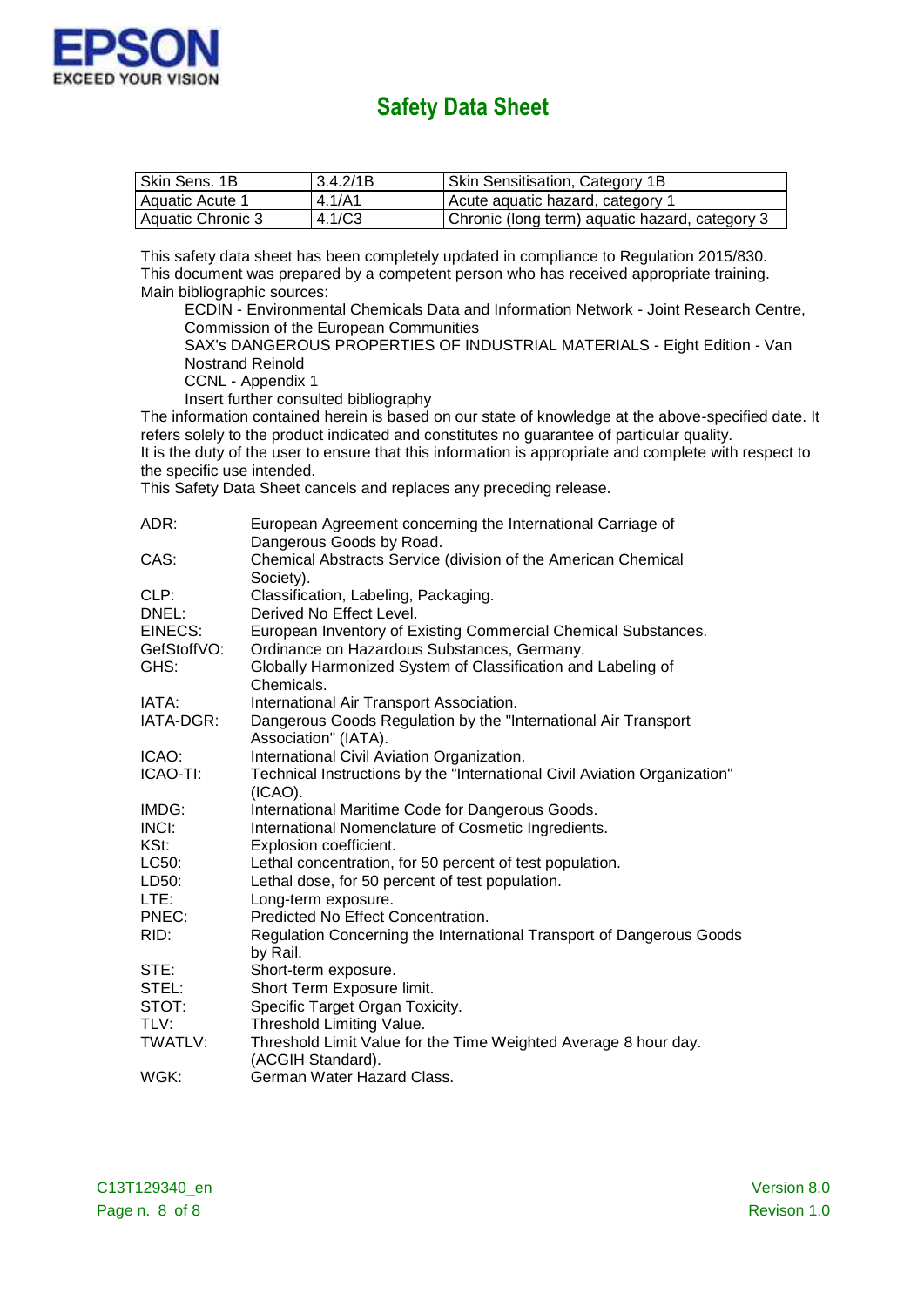| | | |
|---|---|---|
| Skin Sens. 1B | 3.4.2/1B | Skin Sensitisation, Category 1B |
| Aquatic Acute 1 | 4.1/A1 | Acute aquatic hazard, category 1 |
| Aquatic Chronic 3 | 4.1/C3 | Chronic (long term) aquatic hazard, category 3 |

This safety data sheet has been completely updated in compliance to Regulation 2015/830.
This document was prepared by a competent person who has received appropriate training.
Main bibliographic sources:

ECDIN - Environmental Chemicals Data and Information Network - Joint Research Centre, Commission of the European Communities
SAX's DANGEROUS PROPERTIES OF INDUSTRIAL MATERIALS - Eight Edition - Van Nostrand Reinold
CCNL - Appendix 1
Insert further consulted bibliography

The information contained herein is based on our state of knowledge at the above-specified date. It refers solely to the product indicated and constitutes no guarantee of particular quality.
It is the duty of the user to ensure that this information is appropriate and complete with respect to the specific use intended.
This Safety Data Sheet cancels and replaces any preceding release.

ADR: European Agreement concerning the International Carriage of Dangerous Goods by Road.
CAS: Chemical Abstracts Service (division of the American Chemical Society).
CLP: Classification, Labeling, Packaging.
DNEL: Derived No Effect Level.
EINECS: European Inventory of Existing Commercial Chemical Substances.
GefStoffVO: Ordinance on Hazardous Substances, Germany.
GHS: Globally Harmonized System of Classification and Labeling of Chemicals.
IATA: International Air Transport Association.
IATA-DGR: Dangerous Goods Regulation by the "International Air Transport Association" (IATA).
ICAO: International Civil Aviation Organization.
ICAO-TI: Technical Instructions by the "International Civil Aviation Organization" (ICAO).
IMDG: International Maritime Code for Dangerous Goods.
INCI: International Nomenclature of Cosmetic Ingredients.
KSt: Explosion coefficient.
LC50: Lethal concentration, for 50 percent of test population.
LD50: Lethal dose, for 50 percent of test population.
LTE: Long-term exposure.
PNEC: Predicted No Effect Concentration.
RID: Regulation Concerning the International Transport of Dangerous Goods by Rail.
STE: Short-term exposure.
STEL: Short Term Exposure limit.
STOT: Specific Target Organ Toxicity.
TLV: Threshold Limiting Value.
TWATLV: Threshold Limit Value for the Time Weighted Average 8 hour day. (ACGIH Standard).
WGK: German Water Hazard Class.